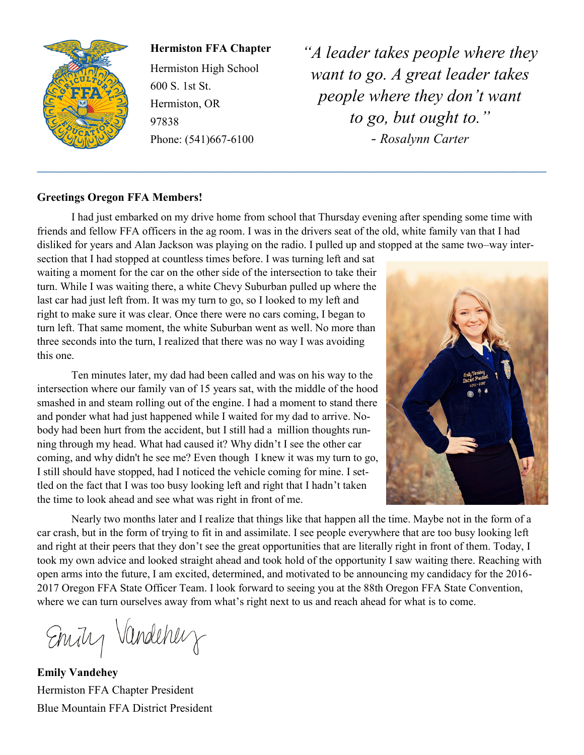**Hermiston FFA Chapter**
Hermiston High School
600 S. 1st St.
Hermiston, OR
97838
Phone: (541)667-6100

*"A leader takes people where they want to go. A great leader takes people where they don't want to go, but ought to."*
*- Rosalynn Carter*

---

**Greetings Oregon FFA Members!**

I had just embarked on my drive home from school that Thursday evening after spending some time with friends and fellow FFA officers in the ag room. I was in the drivers seat of the old, white family van that I had disliked for years and Alan Jackson was playing on the radio. I pulled up and stopped at the same two–way intersection that I had stopped at countless times before. I was turning left and sat waiting a moment for the car on the other side of the intersection to take their turn. While I was waiting there, a white Chevy Suburban pulled up where the last car had just left from. It was my turn to go, so I looked to my left and right to make sure it was clear. Once there were no cars coming, I began to turn left. That same moment, the white Suburban went as well. No more than three seconds into the turn, I realized that there was no way I was avoiding this one.

Ten minutes later, my dad had been called and was on his way to the intersection where our family van of 15 years sat, with the middle of the hood smashed in and steam rolling out of the engine. I had a moment to stand there and ponder what had just happened while I waited for my dad to arrive. Nobody had been hurt from the accident, but I still had a million thoughts running through my head. What had caused it? Why didn't I see the other car coming, and why didn't he see me? Even though I knew it was my turn to go, I still should have stopped, had I noticed the vehicle coming for mine. I settled on the fact that I was too busy looking left and right that I hadn't taken the time to look ahead and see what was right in front of me.

Nearly two months later and I realize that things like that happen all the time. Maybe not in the form of a car crash, but in the form of trying to fit in and assimilate. I see people everywhere that are too busy looking left and right at their peers that they don't see the great opportunities that are literally right in front of them. Today, I took my own advice and looked straight ahead and took hold of the opportunity I saw waiting there. Reaching with open arms into the future, I am excited, determined, and motivated to be announcing my candidacy for the 2016-2017 Oregon FFA State Officer Team. I look forward to seeing you at the 88th Oregon FFA State Convention, where we can turn ourselves away from what's right next to us and reach ahead for what is to come.

Emily Vandehey

**Emily Vandehey**
Hermiston FFA Chapter President
Blue Mountain FFA District President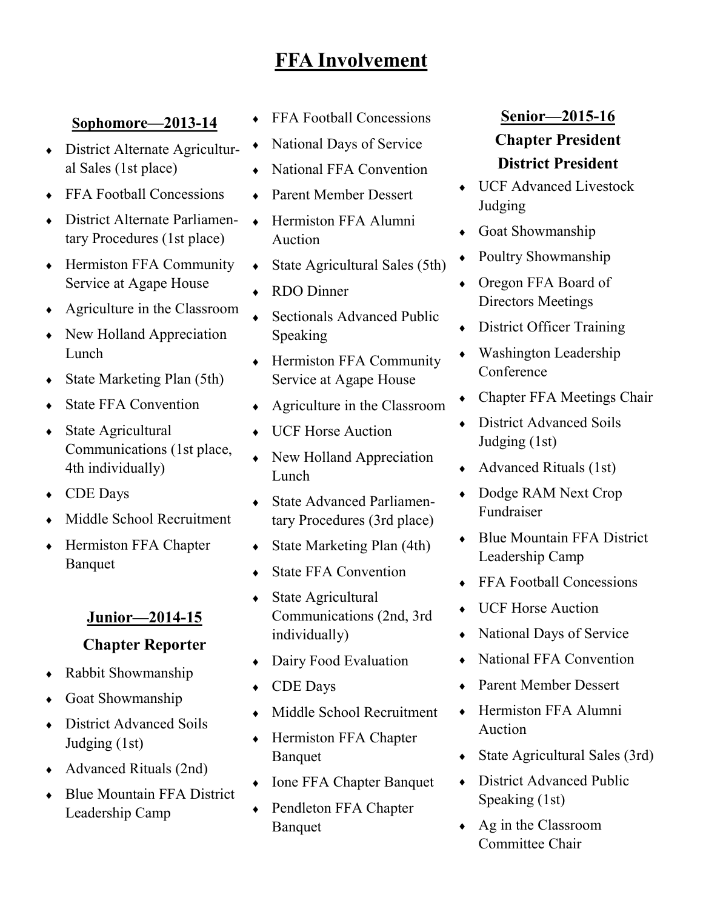# FFA Involvement

## Sophomore—2013-14

- District Alternate Agricultural Sales (1st place)
- FFA Football Concessions
- District Alternate Parliamentary Procedures (1st place)
- Hermiston FFA Community Service at Agape House
- Agriculture in the Classroom
- New Holland Appreciation Lunch
- State Marketing Plan (5th)
- State FFA Convention
- State Agricultural Communications (1st place, 4th individually)
- CDE Days
- Middle School Recruitment
- Hermiston FFA Chapter Banquet

## Junior—2014-15

### Chapter Reporter

- Rabbit Showmanship
- Goat Showmanship
- District Advanced Soils Judging (1st)
- Advanced Rituals (2nd)
- Blue Mountain FFA District Leadership Camp
- FFA Football Concessions
- National Days of Service
- National FFA Convention
- Parent Member Dessert
- Hermiston FFA Alumni Auction
- State Agricultural Sales (5th)
- RDO Dinner
- Sectionals Advanced Public Speaking
- Hermiston FFA Community Service at Agape House
- Agriculture in the Classroom
- UCF Horse Auction
- New Holland Appreciation Lunch
- State Advanced Parliamentary Procedures (3rd place)
- State Marketing Plan (4th)
- State FFA Convention
- State Agricultural Communications (2nd, 3rd individually)
- Dairy Food Evaluation
- CDE Days
- Middle School Recruitment
- Hermiston FFA Chapter Banquet
- Ione FFA Chapter Banquet
- Pendleton FFA Chapter Banquet

## Senior—2015-16

### Chapter President

### District President

- UCF Advanced Livestock Judging
- Goat Showmanship
- Poultry Showmanship
- Oregon FFA Board of Directors Meetings
- District Officer Training
- Washington Leadership Conference
- Chapter FFA Meetings Chair
- District Advanced Soils Judging (1st)
- Advanced Rituals (1st)
- Dodge RAM Next Crop Fundraiser
- Blue Mountain FFA District Leadership Camp
- FFA Football Concessions
- UCF Horse Auction
- National Days of Service
- National FFA Convention
- Parent Member Dessert
- Hermiston FFA Alumni Auction
- State Agricultural Sales (3rd)
- District Advanced Public Speaking (1st)
- Ag in the Classroom Committee Chair